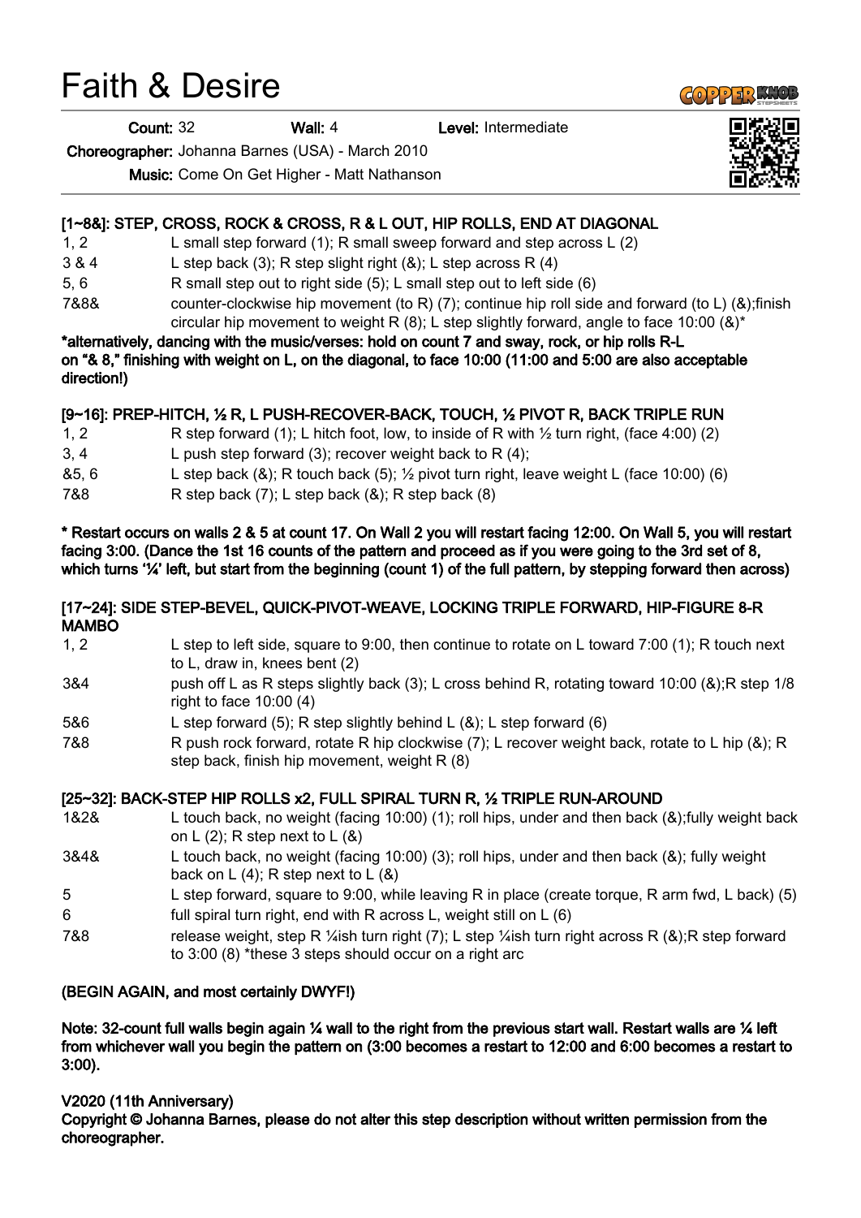# Faith & Desire

**Count:** 32 **Wall:** 4 **Level:** Intermediate

**Choreographer:** Johanna Barnes (USA) - March 2010

**Music:** Come On Get Higher - Matt Nathanson

---

**[1~8&]: STEP, CROSS, ROCK & CROSS, R & L OUT, HIP ROLLS, END AT DIAGONAL**

| | |
|---|---|
| 1, 2 | L small step forward (1); R small sweep forward and step across L (2) |
| 3 & 4 | L step back (3); R step slight right (&); L step across R (4) |
| 5, 6 | R small step out to right side (5); L small step out to left side (6) |
| 7&8& | counter-clockwise hip movement (to R) (7); continue hip roll side and forward (to L) (&);finish circular hip movement to weight R (8); L step slightly forward, angle to face 10:00 (&)* |

**\*alternatively, dancing with the music/verses: hold on count 7 and sway, rock, or hip rolls R-L on "& 8," finishing with weight on L, on the diagonal, to face 10:00 (11:00 and 5:00 are also acceptable direction!)**

**[9~16]: PREP-HITCH, ½ R, L PUSH-RECOVER-BACK, TOUCH, ½ PIVOT R, BACK TRIPLE RUN**

| | |
|---|---|
| 1, 2 | R step forward (1); L hitch foot, low, to inside of R with ½ turn right, (face 4:00) (2) |
| 3, 4 | L push step forward (3); recover weight back to R (4); |
| &5, 6 | L step back (&); R touch back (5); ½ pivot turn right, leave weight L (face 10:00) (6) |
| 7&8 | R step back (7); L step back (&); R step back (8) |

**\* Restart occurs on walls 2 & 5 at count 17. On Wall 2 you will restart facing 12:00. On Wall 5, you will restart facing 3:00. (Dance the 1st 16 counts of the pattern and proceed as if you were going to the 3rd set of 8, which turns '¼' left, but start from the beginning (count 1) of the full pattern, by stepping forward then across)**

**[17~24]: SIDE STEP-BEVEL, QUICK-PIVOT-WEAVE, LOCKING TRIPLE FORWARD, HIP-FIGURE 8-R MAMBO**

| | |
|---|---|
| 1, 2 | L step to left side, square to 9:00, then continue to rotate on L toward 7:00 (1); R touch next to L, draw in, knees bent (2) |
| 3&4 | push off L as R steps slightly back (3); L cross behind R, rotating toward 10:00 (&);R step 1/8 right to face 10:00 (4) |
| 5&6 | L step forward (5); R step slightly behind L (&); L step forward (6) |
| 7&8 | R push rock forward, rotate R hip clockwise (7); L recover weight back, rotate to L hip (&); R step back, finish hip movement, weight R (8) |

**[25~32]: BACK-STEP HIP ROLLS x2, FULL SPIRAL TURN R, ½ TRIPLE RUN-AROUND**

| | |
|---|---|
| 1&2& | L touch back, no weight (facing 10:00) (1); roll hips, under and then back (&);fully weight back on L (2); R step next to L (&) |
| 3&4& | L touch back, no weight (facing 10:00) (3); roll hips, under and then back (&); fully weight back on L (4); R step next to L (&) |
| 5 | L step forward, square to 9:00, while leaving R in place (create torque, R arm fwd, L back) (5) |
| 6 | full spiral turn right, end with R across L, weight still on L (6) |
| 7&8 | release weight, step R ¼ish turn right (7); L step ¼ish turn right across R (&);R step forward to 3:00 (8) \*these 3 steps should occur on a right arc |

**(BEGIN AGAIN, and most certainly DWYF!)**

**Note: 32-count full walls begin again ¼ wall to the right from the previous start wall. Restart walls are ¼ left from whichever wall you begin the pattern on (3:00 becomes a restart to 12:00 and 6:00 becomes a restart to 3:00).**

**V2020 (11th Anniversary)**

**Copyright © Johanna Barnes, please do not alter this step description without written permission from the choreographer.**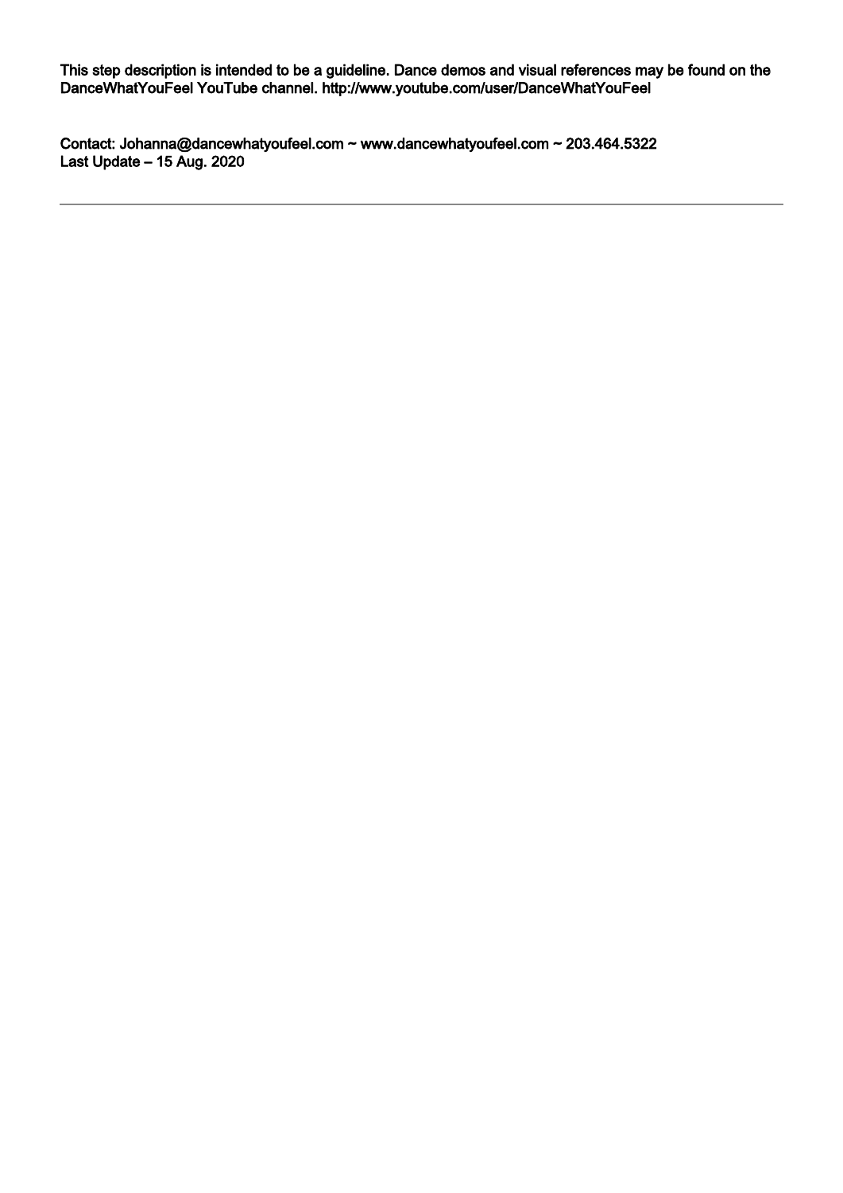This step description is intended to be a guideline. Dance demos and visual references may be found on the DanceWhatYouFeel YouTube channel. http://www.youtube.com/user/DanceWhatYouFeel

Contact: Johanna@dancewhatyoufeel.com ~ www.dancewhatyoufeel.com ~ 203.464.5322
Last Update – 15 Aug. 2020

---